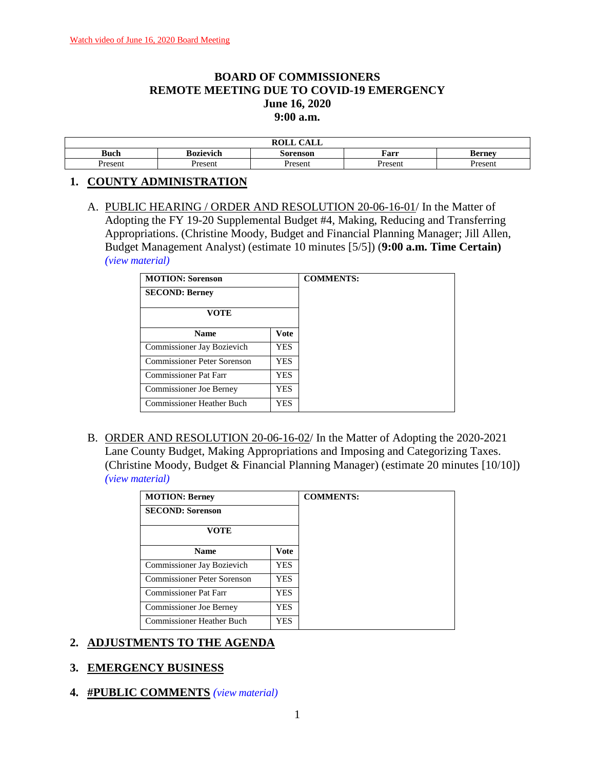Watch video of June 16, 2020 Board Meeting

# BOARD OF COMMISSIONERS
# REMOTE MEETING DUE TO COVID-19 EMERGENCY
## June 16, 2020
## 9:00 a.m.

| ROLL CALL | | | | |
|---|---|---|---|---|
| **Buch** | **Bozievich** | **Sorenson** | **Farr** | **Berney** |
| Present | Present | Present | Present | Present |

## 1. COUNTY ADMINISTRATION

A. PUBLIC HEARING / ORDER AND RESOLUTION 20-06-16-01/ In the Matter of Adopting the FY 19-20 Supplemental Budget #4, Making, Reducing and Transferring Appropriations. (Christine Moody, Budget and Financial Planning Manager; Jill Allen, Budget Management Analyst) (estimate 10 minutes [5/5]) (**9:00 a.m. Time Certain**) *(view material)*

| **MOTION: Sorenson** | | **COMMENTS:** |
|---|---|---|
| **SECOND: Berney** | | |
| **VOTE** | | |
| **Name** | **Vote** | |
| Commissioner Jay Bozievich | YES | |
| Commissioner Peter Sorenson | YES | |
| Commissioner Pat Farr | YES | |
| Commissioner Joe Berney | YES | |
| Commissioner Heather Buch | YES | |

B. ORDER AND RESOLUTION 20-06-16-02/ In the Matter of Adopting the 2020-2021 Lane County Budget, Making Appropriations and Imposing and Categorizing Taxes. (Christine Moody, Budget & Financial Planning Manager) (estimate 20 minutes [10/10]) *(view material)*

| **MOTION: Berney** | | **COMMENTS:** |
|---|---|---|
| **SECOND: Sorenson** | | |
| **VOTE** | | |
| **Name** | **Vote** | |
| Commissioner Jay Bozievich | YES | |
| Commissioner Peter Sorenson | YES | |
| Commissioner Pat Farr | YES | |
| Commissioner Joe Berney | YES | |
| Commissioner Heather Buch | YES | |

## 2. ADJUSTMENTS TO THE AGENDA

## 3. EMERGENCY BUSINESS

## 4. #PUBLIC COMMENTS *(view material)*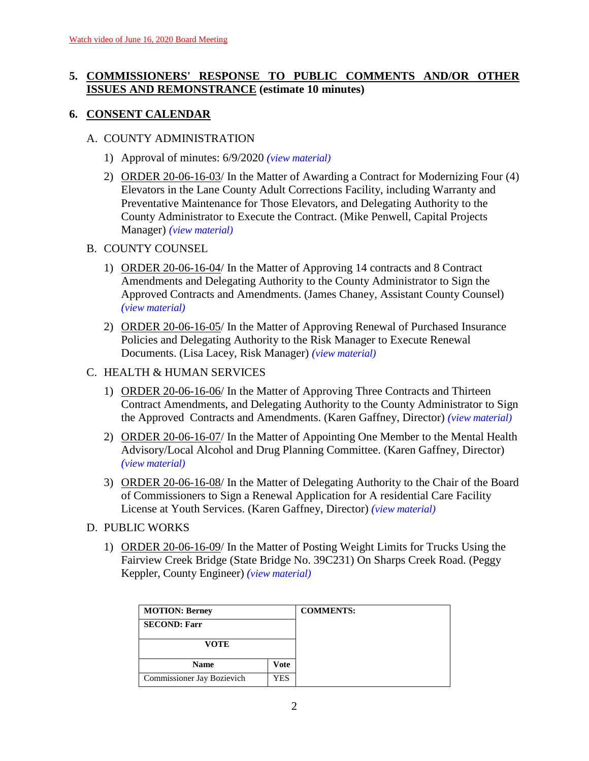Watch video of June 16, 2020 Board Meeting

## 5. COMMISSIONERS' RESPONSE TO PUBLIC COMMENTS AND/OR OTHER ISSUES AND REMONSTRANCE (estimate 10 minutes)

## 6. CONSENT CALENDAR

A. COUNTY ADMINISTRATION

1) Approval of minutes: 6/9/2020 *(view material)*

2) ORDER 20-06-16-03/ In the Matter of Awarding a Contract for Modernizing Four (4) Elevators in the Lane County Adult Corrections Facility, including Warranty and Preventative Maintenance for Those Elevators, and Delegating Authority to the County Administrator to Execute the Contract. (Mike Penwell, Capital Projects Manager) *(view material)*

B. COUNTY COUNSEL

1) ORDER 20-06-16-04/ In the Matter of Approving 14 contracts and 8 Contract Amendments and Delegating Authority to the County Administrator to Sign the Approved Contracts and Amendments. (James Chaney, Assistant County Counsel) *(view material)*

2) ORDER 20-06-16-05/ In the Matter of Approving Renewal of Purchased Insurance Policies and Delegating Authority to the Risk Manager to Execute Renewal Documents. (Lisa Lacey, Risk Manager) *(view material)*

C. HEALTH & HUMAN SERVICES

1) ORDER 20-06-16-06/ In the Matter of Approving Three Contracts and Thirteen Contract Amendments, and Delegating Authority to the County Administrator to Sign the Approved Contracts and Amendments. (Karen Gaffney, Director) *(view material)*

2) ORDER 20-06-16-07/ In the Matter of Appointing One Member to the Mental Health Advisory/Local Alcohol and Drug Planning Committee. (Karen Gaffney, Director) *(view material)*

3) ORDER 20-06-16-08/ In the Matter of Delegating Authority to the Chair of the Board of Commissioners to Sign a Renewal Application for A residential Care Facility License at Youth Services. (Karen Gaffney, Director) *(view material)*

D. PUBLIC WORKS

1) ORDER 20-06-16-09/ In the Matter of Posting Weight Limits for Trucks Using the Fairview Creek Bridge (State Bridge No. 39C231) On Sharps Creek Road. (Peggy Keppler, County Engineer) *(view material)*

| MOTION: Berney | | COMMENTS: |
|---|---|---|
| SECOND: Farr | | |
| VOTE | | |
| Name | Vote | |
| Commissioner Jay Bozievich | YES | |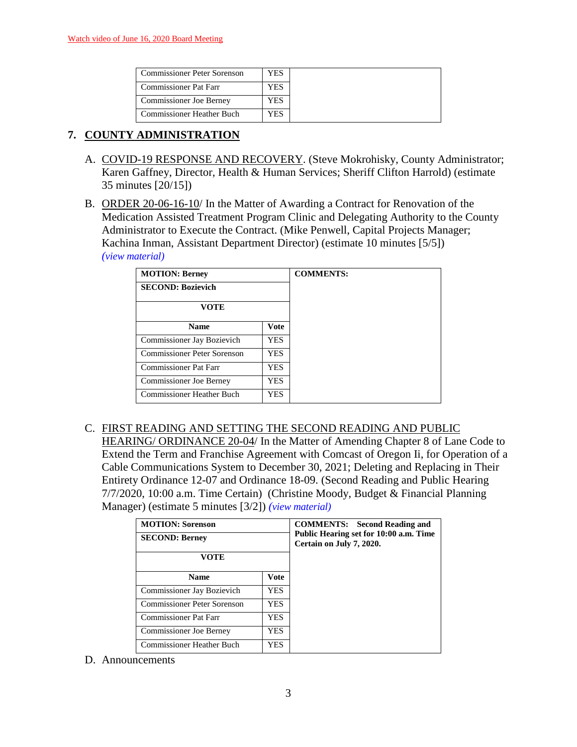Watch video of June 16, 2020 Board Meeting

| | | |
|---|---|---|
| Commissioner Peter Sorenson | YES | |
| Commissioner Pat Farr | YES | |
| Commissioner Joe Berney | YES | |
| Commissioner Heather Buch | YES | |

## 7. COUNTY ADMINISTRATION

A. COVID-19 RESPONSE AND RECOVERY. (Steve Mokrohisky, County Administrator; Karen Gaffney, Director, Health & Human Services; Sheriff Clifton Harrold) (estimate 35 minutes [20/15])

B. ORDER 20-06-16-10/ In the Matter of Awarding a Contract for Renovation of the Medication Assisted Treatment Program Clinic and Delegating Authority to the County Administrator to Execute the Contract. (Mike Penwell, Capital Projects Manager; Kachina Inman, Assistant Department Director) (estimate 10 minutes [5/5]) *(view material)*

| **MOTION: Berney** | | **COMMENTS:** |
|---|---|---|
| **SECOND: Bozievich** | | |
| **VOTE** | | |
| **Name** | **Vote** | |
| Commissioner Jay Bozievich | YES | |
| Commissioner Peter Sorenson | YES | |
| Commissioner Pat Farr | YES | |
| Commissioner Joe Berney | YES | |
| Commissioner Heather Buch | YES | |

C. FIRST READING AND SETTING THE SECOND READING AND PUBLIC HEARING/ ORDINANCE 20-04/ In the Matter of Amending Chapter 8 of Lane Code to Extend the Term and Franchise Agreement with Comcast of Oregon Ii, for Operation of a Cable Communications System to December 30, 2021; Deleting and Replacing in Their Entirety Ordinance 12-07 and Ordinance 18-09. (Second Reading and Public Hearing 7/7/2020, 10:00 a.m. Time Certain) (Christine Moody, Budget & Financial Planning Manager) (estimate 5 minutes [3/2]) *(view material)*

| **MOTION: Sorenson** | | **COMMENTS: Second Reading and Public Hearing set for 10:00 a.m. Time Certain on July 7, 2020.** |
|---|---|---|
| **SECOND: Berney** | | |
| **VOTE** | | |
| **Name** | **Vote** | |
| Commissioner Jay Bozievich | YES | |
| Commissioner Peter Sorenson | YES | |
| Commissioner Pat Farr | YES | |
| Commissioner Joe Berney | YES | |
| Commissioner Heather Buch | YES | |

D. Announcements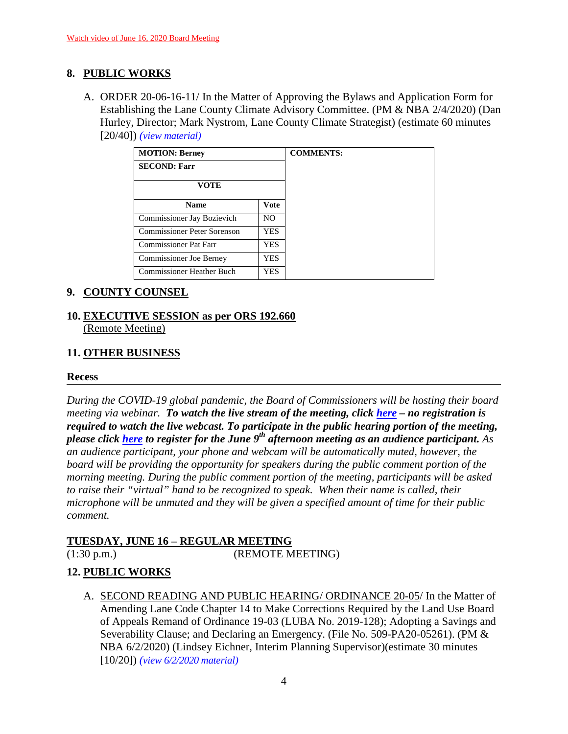Watch video of June 16, 2020 Board Meeting

## 8. PUBLIC WORKS

A. ORDER 20-06-16-11/ In the Matter of Approving the Bylaws and Application Form for Establishing the Lane County Climate Advisory Committee. (PM & NBA 2/4/2020) (Dan Hurley, Director; Mark Nystrom, Lane County Climate Strategist) (estimate 60 minutes [20/40]) *(view material)*

| MOTION: Berney | | COMMENTS: |
|---|---|---|
| SECOND: Farr | | |
| VOTE | | |
| Name | Vote | |
| Commissioner Jay Bozievich | NO | |
| Commissioner Peter Sorenson | YES | |
| Commissioner Pat Farr | YES | |
| Commissioner Joe Berney | YES | |
| Commissioner Heather Buch | YES | |

## 9. COUNTY COUNSEL

## 10. EXECUTIVE SESSION as per ORS 192.660
(Remote Meeting)

## 11. OTHER BUSINESS

### Recess

*During the COVID-19 global pandemic, the Board of Commissioners will be hosting their board meeting via webinar.* ***To watch the live stream of the meeting, click here – no registration is required to watch the live webcast. To participate in the public hearing portion of the meeting, please click here to register for the June 9th afternoon meeting as an audience participant.*** *As an audience participant, your phone and webcam will be automatically muted, however, the board will be providing the opportunity for speakers during the public comment portion of the morning meeting. During the public comment portion of the meeting, participants will be asked to raise their "virtual" hand to be recognized to speak. When their name is called, their microphone will be unmuted and they will be given a specified amount of time for their public comment.*

## TUESDAY, JUNE 16 – REGULAR MEETING
(1:30 p.m.) (REMOTE MEETING)

## 12. PUBLIC WORKS

A. SECOND READING AND PUBLIC HEARING/ ORDINANCE 20-05/ In the Matter of Amending Lane Code Chapter 14 to Make Corrections Required by the Land Use Board of Appeals Remand of Ordinance 19-03 (LUBA No. 2019-128); Adopting a Savings and Severability Clause; and Declaring an Emergency. (File No. 509-PA20-05261). (PM & NBA 6/2/2020) (Lindsey Eichner, Interim Planning Supervisor)(estimate 30 minutes [10/20]) *(view 6/2/2020 material)*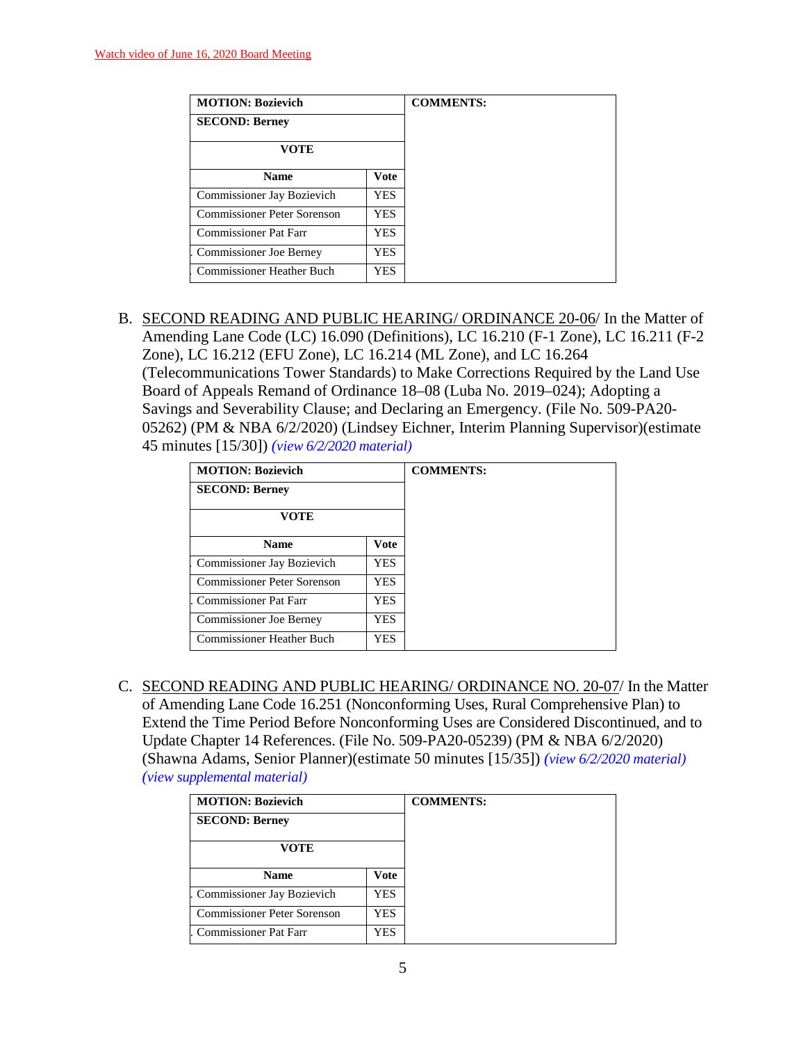Watch video of June 16, 2020 Board Meeting

| MOTION: Bozievich | | COMMENTS: |
|---|---|---|
| SECOND: Berney | | |
| VOTE | | |
| Name | Vote | |
| Commissioner Jay Bozievich | YES | |
| Commissioner Peter Sorenson | YES | |
| Commissioner Pat Farr | YES | |
| Commissioner Joe Berney | YES | |
| Commissioner Heather Buch | YES | |

B. SECOND READING AND PUBLIC HEARING/ ORDINANCE 20-06/ In the Matter of Amending Lane Code (LC) 16.090 (Definitions), LC 16.210 (F-1 Zone), LC 16.211 (F-2 Zone), LC 16.212 (EFU Zone), LC 16.214 (ML Zone), and LC 16.264 (Telecommunications Tower Standards) to Make Corrections Required by the Land Use Board of Appeals Remand of Ordinance 18–08 (Luba No. 2019–024); Adopting a Savings and Severability Clause; and Declaring an Emergency. (File No. 509-PA20-05262) (PM & NBA 6/2/2020) (Lindsey Eichner, Interim Planning Supervisor)(estimate 45 minutes [15/30]) *(view 6/2/2020 material)*

| MOTION: Bozievich | | COMMENTS: |
|---|---|---|
| SECOND: Berney | | |
| VOTE | | |
| Name | Vote | |
| Commissioner Jay Bozievich | YES | |
| Commissioner Peter Sorenson | YES | |
| Commissioner Pat Farr | YES | |
| Commissioner Joe Berney | YES | |
| Commissioner Heather Buch | YES | |

C. SECOND READING AND PUBLIC HEARING/ ORDINANCE NO. 20-07/ In the Matter of Amending Lane Code 16.251 (Nonconforming Uses, Rural Comprehensive Plan) to Extend the Time Period Before Nonconforming Uses are Considered Discontinued, and to Update Chapter 14 References. (File No. 509-PA20-05239) (PM & NBA 6/2/2020) (Shawna Adams, Senior Planner)(estimate 50 minutes [15/35]) *(view 6/2/2020 material)* *(view supplemental material)*

| MOTION: Bozievich | | COMMENTS: |
|---|---|---|
| SECOND: Berney | | |
| VOTE | | |
| Name | Vote | |
| Commissioner Jay Bozievich | YES | |
| Commissioner Peter Sorenson | YES | |
| Commissioner Pat Farr | YES | |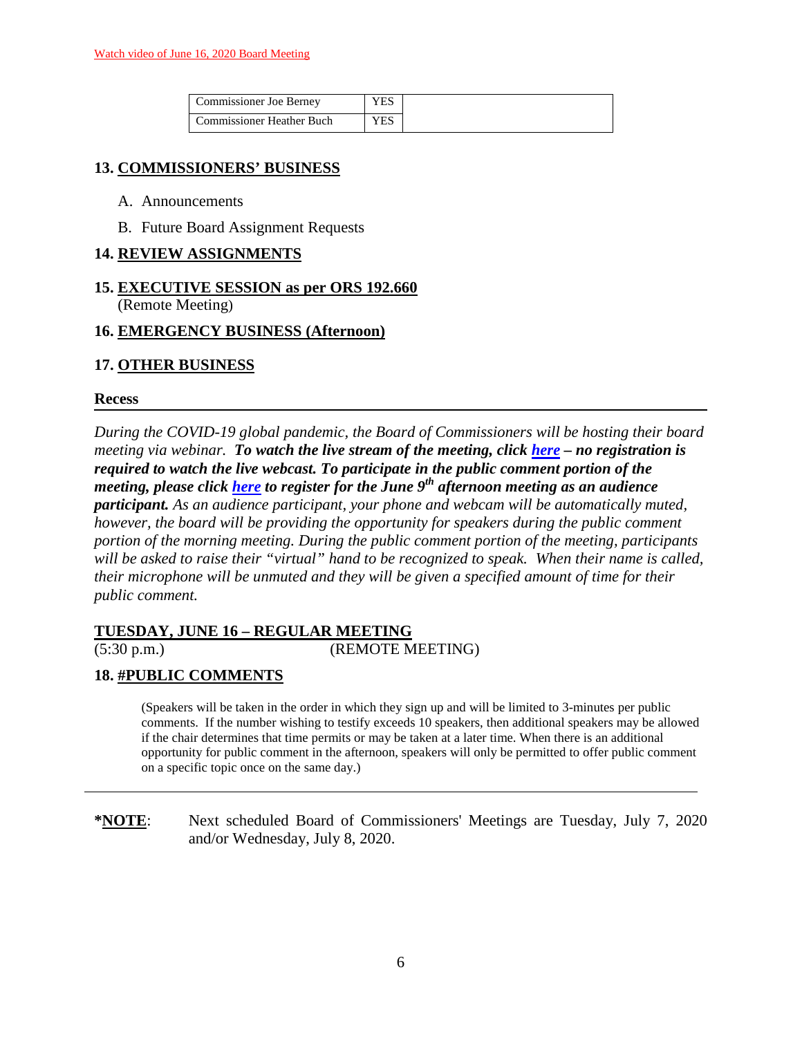Watch video of June 16, 2020 Board Meeting

| | | |
|---|---|---|
| Commissioner Joe Berney | YES | |
| Commissioner Heather Buch | YES | |

**13. COMMISSIONERS' BUSINESS**

A. Announcements

B. Future Board Assignment Requests

**14. REVIEW ASSIGNMENTS**

**15. EXECUTIVE SESSION as per ORS 192.660**
(Remote Meeting)

**16. EMERGENCY BUSINESS (Afternoon)**

**17. OTHER BUSINESS**

**Recess**

---

*During the COVID-19 global pandemic, the Board of Commissioners will be hosting their board meeting via webinar.* ***To watch the live stream of the meeting, click here – no registration is required to watch the live webcast. To participate in the public comment portion of the meeting, please click here to register for the June 9th afternoon meeting as an audience participant.*** *As an audience participant, your phone and webcam will be automatically muted, however, the board will be providing the opportunity for speakers during the public comment portion of the morning meeting. During the public comment portion of the meeting, participants will be asked to raise their "virtual" hand to be recognized to speak. When their name is called, their microphone will be unmuted and they will be given a specified amount of time for their public comment.*

**TUESDAY, JUNE 16 – REGULAR MEETING**
(5:30 p.m.) (REMOTE MEETING)

**18. #PUBLIC COMMENTS**

(Speakers will be taken in the order in which they sign up and will be limited to 3-minutes per public comments. If the number wishing to testify exceeds 10 speakers, then additional speakers may be allowed if the chair determines that time permits or may be taken at a later time. When there is an additional opportunity for public comment in the afternoon, speakers will only be permitted to offer public comment on a specific topic once on the same day.)

---

***NOTE**: Next scheduled Board of Commissioners' Meetings are Tuesday, July 7, 2020 and/or Wednesday, July 8, 2020.